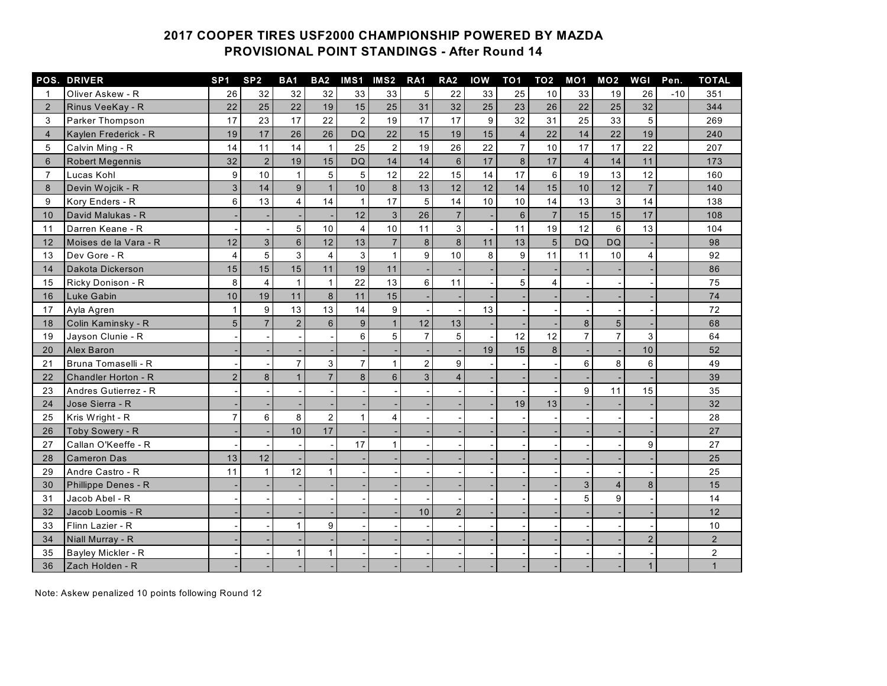## 2017 COOPER TIRES USF2000 CHAMPIONSHIP POWERED BY MAZDA
## PROVISIONAL POINT STANDINGS - After Round 14

| POS. | DRIVER | SP1 | SP2 | BA1 | BA2 | IMS1 | IMS2 | RA1 | RA2 | IOW | TO1 | TO2 | MO1 | MO2 | WGI | Pen. | TOTAL |
|---|---|---|---|---|---|---|---|---|---|---|---|---|---|---|---|---|---|
| 1 | Oliver Askew - R | 26 | 32 | 32 | 32 | 33 | 33 | 5 | 22 | 33 | 25 | 10 | 33 | 19 | 26 | -10 | 351 |
| 2 | Rinus VeeKay - R | 22 | 25 | 22 | 19 | 15 | 25 | 31 | 32 | 25 | 23 | 26 | 22 | 25 | 32 | | 344 |
| 3 | Parker Thompson | 17 | 23 | 17 | 22 | 2 | 19 | 17 | 17 | 9 | 32 | 31 | 25 | 33 | 5 | | 269 |
| 4 | Kaylen Frederick - R | 19 | 17 | 26 | 26 | DQ | 22 | 15 | 19 | 15 | 4 | 22 | 14 | 22 | 19 | | 240 |
| 5 | Calvin Ming - R | 14 | 11 | 14 | 1 | 25 | 2 | 19 | 26 | 22 | 7 | 10 | 17 | 17 | 22 | | 207 |
| 6 | Robert Megennis | 32 | 2 | 19 | 15 | DQ | 14 | 14 | 6 | 17 | 8 | 17 | 4 | 14 | 11 | | 173 |
| 7 | Lucas Kohl | 9 | 10 | 1 | 5 | 5 | 12 | 22 | 15 | 14 | 17 | 6 | 19 | 13 | 12 | | 160 |
| 8 | Devin Wojcik - R | 3 | 14 | 9 | 1 | 10 | 8 | 13 | 12 | 12 | 14 | 15 | 10 | 12 | 7 | | 140 |
| 9 | Kory Enders - R | 6 | 13 | 4 | 14 | 1 | 17 | 5 | 14 | 10 | 10 | 14 | 13 | 3 | 14 | | 138 |
| 10 | David Malukas - R | - | - | - | - | 12 | 3 | 26 | 7 | - | 6 | 7 | 15 | 15 | 17 | | 108 |
| 11 | Darren Keane - R | - | - | 5 | 10 | 4 | 10 | 11 | 3 | - | 11 | 19 | 12 | 6 | 13 | | 104 |
| 12 | Moises de la Vara - R | 12 | 3 | 6 | 12 | 13 | 7 | 8 | 8 | 11 | 13 | 5 | DQ | DQ | - | | 98 |
| 13 | Dev Gore - R | 4 | 5 | 3 | 4 | 3 | 1 | 9 | 10 | 8 | 9 | 11 | 11 | 10 | 4 | | 92 |
| 14 | Dakota Dickerson | 15 | 15 | 15 | 11 | 19 | 11 | - | - | - | - | - | - | - | - | | 86 |
| 15 | Ricky Donison - R | 8 | 4 | 1 | 1 | 22 | 13 | 6 | 11 | - | 5 | 4 | - | - | - | | 75 |
| 16 | Luke Gabin | 10 | 19 | 11 | 8 | 11 | 15 | - | - | - | - | - | - | - | - | | 74 |
| 17 | Ayla Agren | 1 | 9 | 13 | 13 | 14 | 9 | - | - | 13 | - | - | - | - | - | | 72 |
| 18 | Colin Kaminsky - R | 5 | 7 | 2 | 6 | 9 | 1 | 12 | 13 | - | - | - | 8 | 5 | - | | 68 |
| 19 | Jayson Clunie - R | - | - | - | - | 6 | 5 | 7 | 5 | - | 12 | 12 | 7 | 7 | 3 | | 64 |
| 20 | Alex Baron | - | - | - | - | - | - | - | - | 19 | 15 | 8 | - | - | 10 | | 52 |
| 21 | Bruna Tomaselli - R | - | - | 7 | 3 | 7 | 1 | 2 | 9 | - | - | - | 6 | 8 | 6 | | 49 |
| 22 | Chandler Horton - R | 2 | 8 | 1 | 7 | 8 | 6 | 3 | 4 | - | - | - | - | - | - | | 39 |
| 23 | Andres Gutierrez - R | - | - | - | - | - | - | - | - | - | - | - | 9 | 11 | 15 | | 35 |
| 24 | Jose Sierra - R | - | - | - | - | - | - | - | - | - | 19 | 13 | - | - | - | | 32 |
| 25 | Kris Wright - R | 7 | 6 | 8 | 2 | 1 | 4 | - | - | - | - | - | - | - | - | | 28 |
| 26 | Toby Sowery - R | - | - | 10 | 17 | - | - | - | - | - | - | - | - | - | - | | 27 |
| 27 | Callan O'Keeffe - R | - | - | - | - | 17 | 1 | - | - | - | - | - | - | - | 9 | | 27 |
| 28 | Cameron Das | 13 | 12 | - | - | - | - | - | - | - | - | - | - | - | - | | 25 |
| 29 | Andre Castro - R | 11 | 1 | 12 | 1 | - | - | - | - | - | - | - | - | - | - | | 25 |
| 30 | Phillippe Denes - R | - | - | - | - | - | - | - | - | - | - | - | 3 | 4 | 8 | | 15 |
| 31 | Jacob Abel - R | - | - | - | - | - | - | - | - | - | - | - | 5 | 9 | - | | 14 |
| 32 | Jacob Loomis - R | - | - | - | - | - | - | 10 | 2 | - | - | - | - | - | - | | 12 |
| 33 | Flinn Lazier - R | - | - | 1 | 9 | - | - | - | - | - | - | - | - | - | - | | 10 |
| 34 | Niall Murray - R | - | - | - | - | - | - | - | - | - | - | - | - | - | 2 | | 2 |
| 35 | Bayley Mickler - R | - | - | 1 | 1 | - | - | - | - | - | - | - | - | - | - | | 2 |
| 36 | Zach Holden - R | - | - | - | - | - | - | - | - | - | - | - | - | - | 1 | | 1 |

Note: Askew penalized 10 points following Round 12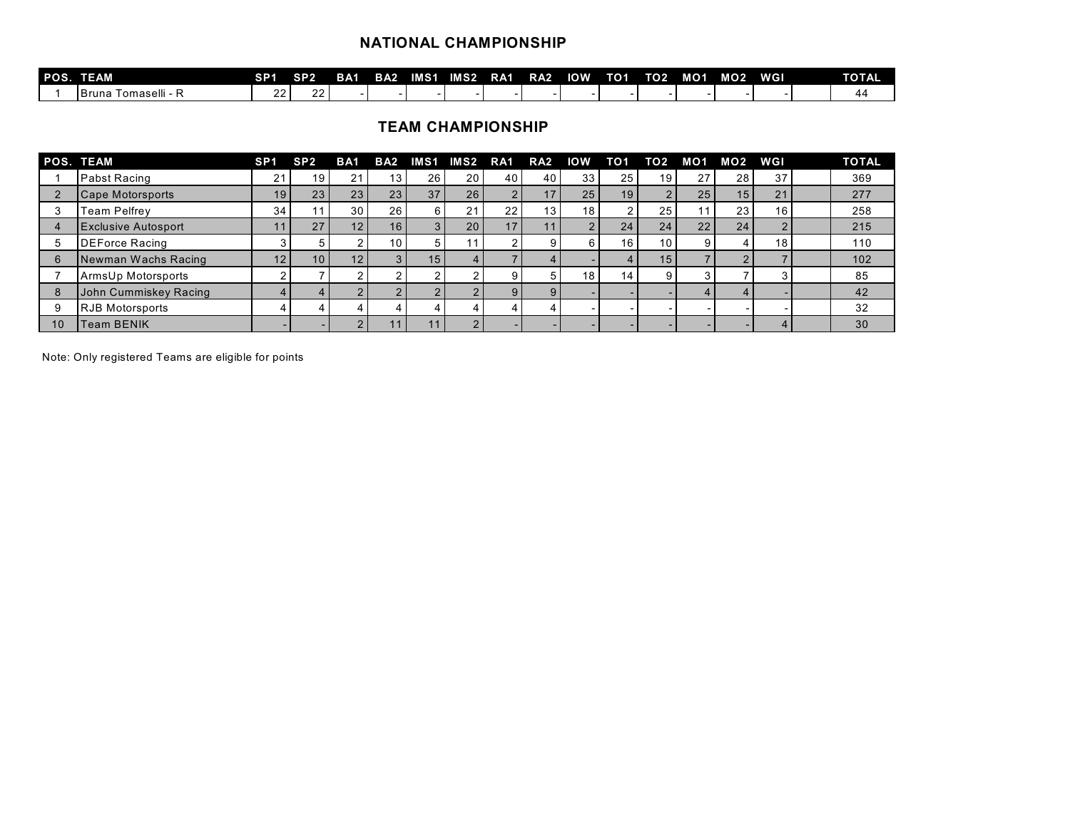## NATIONAL CHAMPIONSHIP

| POS. | TEAM | SP1 | SP2 | BA1 | BA2 | IMS1 | IMS2 | RA1 | RA2 | IOW | TO1 | TO2 | MO1 | MO2 | WGI | | TOTAL |
|---|---|---|---|---|---|---|---|---|---|---|---|---|---|---|---|---|---|
| 1 | Bruna Tomaselli - R | 22 | 22 | - | - | - | - | - | - | - | - | - | - | - | - | | 44 |

## TEAM CHAMPIONSHIP

| POS. | TEAM | SP1 | SP2 | BA1 | BA2 | IMS1 | IMS2 | RA1 | RA2 | IOW | TO1 | TO2 | MO1 | MO2 | WGI | | TOTAL |
|---|---|---|---|---|---|---|---|---|---|---|---|---|---|---|---|---|---|
| 1 | Pabst Racing | 21 | 19 | 21 | 13 | 26 | 20 | 40 | 40 | 33 | 25 | 19 | 27 | 28 | 37 | | 369 |
| 2 | Cape Motorsports | 19 | 23 | 23 | 23 | 37 | 26 | 2 | 17 | 25 | 19 | 2 | 25 | 15 | 21 | | 277 |
| 3 | Team Pelfrey | 34 | 11 | 30 | 26 | 6 | 21 | 22 | 13 | 18 | 2 | 25 | 11 | 23 | 16 | | 258 |
| 4 | Exclusive Autosport | 11 | 27 | 12 | 16 | 3 | 20 | 17 | 11 | 2 | 24 | 24 | 22 | 24 | 2 | | 215 |
| 5 | DEForce Racing | 3 | 5 | 2 | 10 | 5 | 11 | 2 | 9 | 6 | 16 | 10 | 9 | 4 | 18 | | 110 |
| 6 | Newman Wachs Racing | 12 | 10 | 12 | 3 | 15 | 4 | 7 | 4 | - | 4 | 15 | 7 | 2 | 7 | | 102 |
| 7 | ArmsUp Motorsports | 2 | 7 | 2 | 2 | 2 | 2 | 9 | 5 | 18 | 14 | 9 | 3 | 7 | 3 | | 85 |
| 8 | John Cummiskey Racing | 4 | 4 | 2 | 2 | 2 | 2 | 9 | 9 | - | - | - | 4 | 4 | - | | 42 |
| 9 | RJB Motorsports | 4 | 4 | 4 | 4 | 4 | 4 | 4 | 4 | - | - | - | - | - | - | | 32 |
| 10 | Team BENIK | - | - | 2 | 11 | 11 | 2 | - | - | - | - | - | - | - | 4 | | 30 |

Note: Only registered Teams are eligible for points